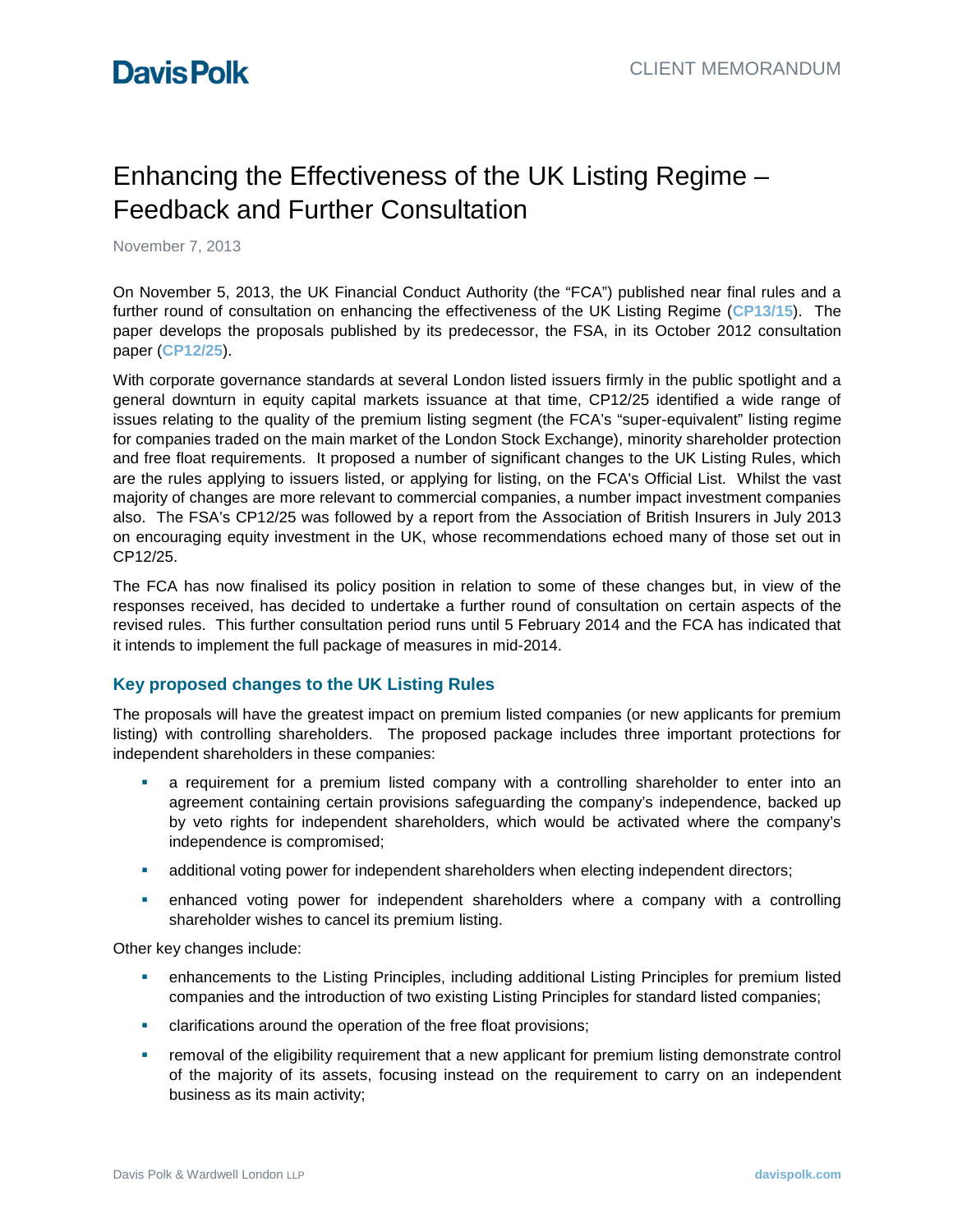# Enhancing the Effectiveness of the UK Listing Regime – Feedback and Further Consultation

November 7, 2013

On November 5, 2013, the UK Financial Conduct Authority (the "FCA") published near final rules and a further round of consultation on enhancing the effectiveness of the UK Listing Regime (**CP13/15**). The paper develops the proposals published by its predecessor, the FSA, in its October 2012 consultation paper (**CP12/25**).

With corporate governance standards at several London listed issuers firmly in the public spotlight and a general downturn in equity capital markets issuance at that time, CP12/25 identified a wide range of issues relating to the quality of the premium listing segment (the FCA's "super-equivalent" listing regime for companies traded on the main market of the London Stock Exchange), minority shareholder protection and free float requirements. It proposed a number of significant changes to the UK Listing Rules, which are the rules applying to issuers listed, or applying for listing, on the FCA's Official List. Whilst the vast majority of changes are more relevant to commercial companies, a number impact investment companies also. The FSA's CP12/25 was followed by a report from the Association of British Insurers in July 2013 on encouraging equity investment in the UK, whose recommendations echoed many of those set out in CP12/25.

The FCA has now finalised its policy position in relation to some of these changes but, in view of the responses received, has decided to undertake a further round of consultation on certain aspects of the revised rules. This further consultation period runs until 5 February 2014 and the FCA has indicated that it intends to implement the full package of measures in mid-2014.

## Key proposed changes to the UK Listing Rules

The proposals will have the greatest impact on premium listed companies (or new applicants for premium listing) with controlling shareholders. The proposed package includes three important protections for independent shareholders in these companies:

- a requirement for a premium listed company with a controlling shareholder to enter into an agreement containing certain provisions safeguarding the company's independence, backed up by veto rights for independent shareholders, which would be activated where the company's independence is compromised;
- additional voting power for independent shareholders when electing independent directors;
- enhanced voting power for independent shareholders where a company with a controlling shareholder wishes to cancel its premium listing.

Other key changes include:

- enhancements to the Listing Principles, including additional Listing Principles for premium listed companies and the introduction of two existing Listing Principles for standard listed companies;
- clarifications around the operation of the free float provisions;
- removal of the eligibility requirement that a new applicant for premium listing demonstrate control of the majority of its assets, focusing instead on the requirement to carry on an independent business as its main activity;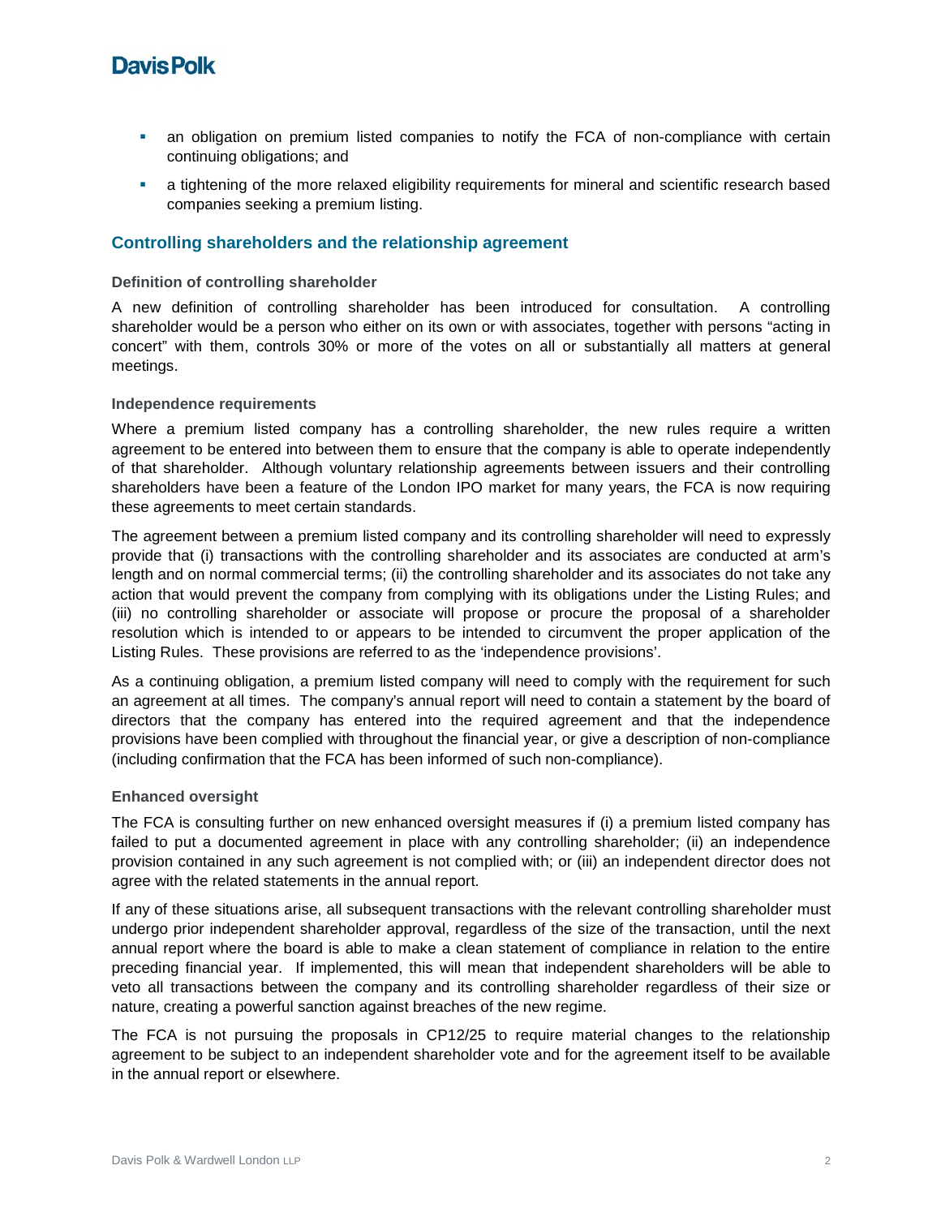- an obligation on premium listed companies to notify the FCA of non-compliance with certain continuing obligations; and
- a tightening of the more relaxed eligibility requirements for mineral and scientific research based companies seeking a premium listing.

## Controlling shareholders and the relationship agreement

### Definition of controlling shareholder

A new definition of controlling shareholder has been introduced for consultation. A controlling shareholder would be a person who either on its own or with associates, together with persons "acting in concert" with them, controls 30% or more of the votes on all or substantially all matters at general meetings.

### Independence requirements

Where a premium listed company has a controlling shareholder, the new rules require a written agreement to be entered into between them to ensure that the company is able to operate independently of that shareholder. Although voluntary relationship agreements between issuers and their controlling shareholders have been a feature of the London IPO market for many years, the FCA is now requiring these agreements to meet certain standards.

The agreement between a premium listed company and its controlling shareholder will need to expressly provide that (i) transactions with the controlling shareholder and its associates are conducted at arm's length and on normal commercial terms; (ii) the controlling shareholder and its associates do not take any action that would prevent the company from complying with its obligations under the Listing Rules; and (iii) no controlling shareholder or associate will propose or procure the proposal of a shareholder resolution which is intended to or appears to be intended to circumvent the proper application of the Listing Rules. These provisions are referred to as the 'independence provisions'.

As a continuing obligation, a premium listed company will need to comply with the requirement for such an agreement at all times. The company's annual report will need to contain a statement by the board of directors that the company has entered into the required agreement and that the independence provisions have been complied with throughout the financial year, or give a description of non-compliance (including confirmation that the FCA has been informed of such non-compliance).

### Enhanced oversight

The FCA is consulting further on new enhanced oversight measures if (i) a premium listed company has failed to put a documented agreement in place with any controlling shareholder; (ii) an independence provision contained in any such agreement is not complied with; or (iii) an independent director does not agree with the related statements in the annual report.

If any of these situations arise, all subsequent transactions with the relevant controlling shareholder must undergo prior independent shareholder approval, regardless of the size of the transaction, until the next annual report where the board is able to make a clean statement of compliance in relation to the entire preceding financial year. If implemented, this will mean that independent shareholders will be able to veto all transactions between the company and its controlling shareholder regardless of their size or nature, creating a powerful sanction against breaches of the new regime.

The FCA is not pursuing the proposals in CP12/25 to require material changes to the relationship agreement to be subject to an independent shareholder vote and for the agreement itself to be available in the annual report or elsewhere.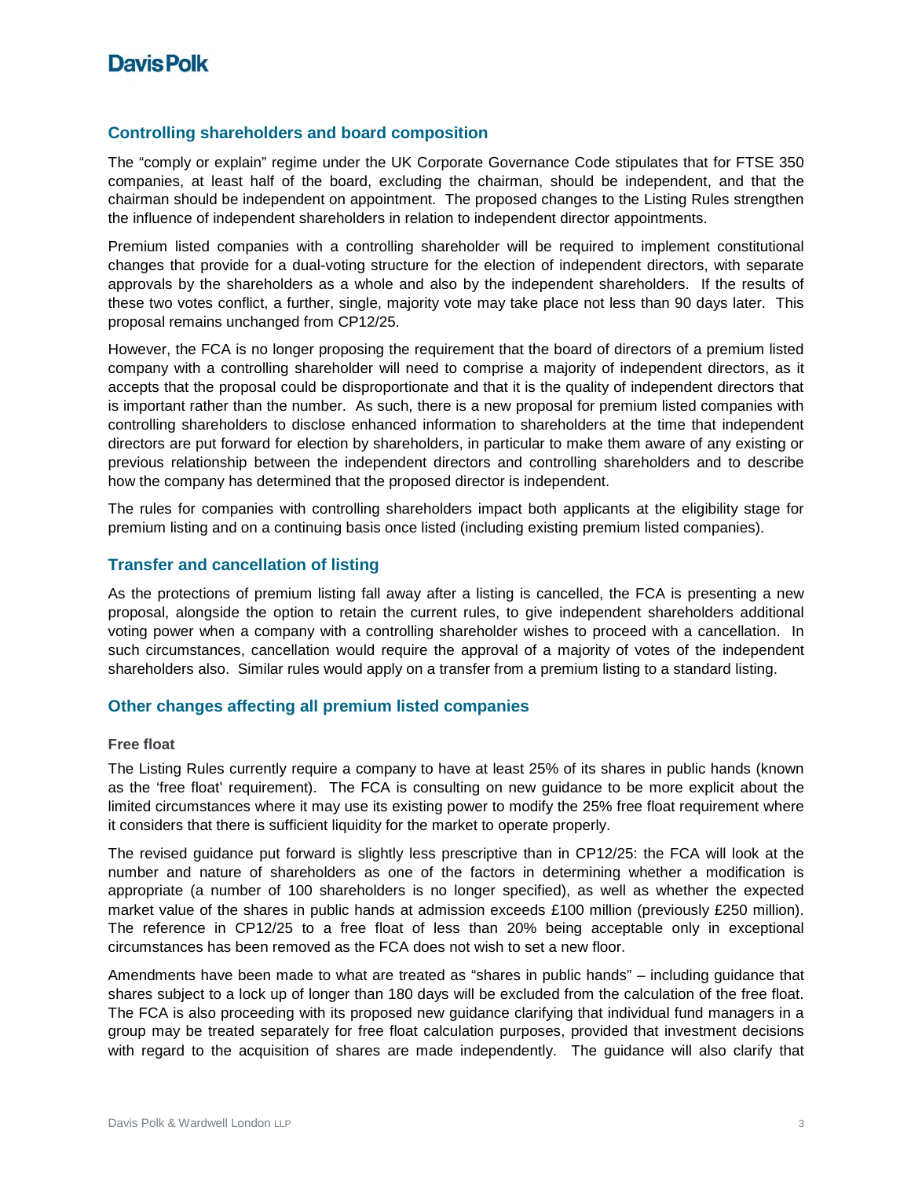## Controlling shareholders and board composition

The "comply or explain" regime under the UK Corporate Governance Code stipulates that for FTSE 350 companies, at least half of the board, excluding the chairman, should be independent, and that the chairman should be independent on appointment. The proposed changes to the Listing Rules strengthen the influence of independent shareholders in relation to independent director appointments.

Premium listed companies with a controlling shareholder will be required to implement constitutional changes that provide for a dual-voting structure for the election of independent directors, with separate approvals by the shareholders as a whole and also by the independent shareholders. If the results of these two votes conflict, a further, single, majority vote may take place not less than 90 days later. This proposal remains unchanged from CP12/25.

However, the FCA is no longer proposing the requirement that the board of directors of a premium listed company with a controlling shareholder will need to comprise a majority of independent directors, as it accepts that the proposal could be disproportionate and that it is the quality of independent directors that is important rather than the number. As such, there is a new proposal for premium listed companies with controlling shareholders to disclose enhanced information to shareholders at the time that independent directors are put forward for election by shareholders, in particular to make them aware of any existing or previous relationship between the independent directors and controlling shareholders and to describe how the company has determined that the proposed director is independent.

The rules for companies with controlling shareholders impact both applicants at the eligibility stage for premium listing and on a continuing basis once listed (including existing premium listed companies).

## Transfer and cancellation of listing

As the protections of premium listing fall away after a listing is cancelled, the FCA is presenting a new proposal, alongside the option to retain the current rules, to give independent shareholders additional voting power when a company with a controlling shareholder wishes to proceed with a cancellation. In such circumstances, cancellation would require the approval of a majority of votes of the independent shareholders also. Similar rules would apply on a transfer from a premium listing to a standard listing.

## Other changes affecting all premium listed companies

### Free float

The Listing Rules currently require a company to have at least 25% of its shares in public hands (known as the 'free float' requirement). The FCA is consulting on new guidance to be more explicit about the limited circumstances where it may use its existing power to modify the 25% free float requirement where it considers that there is sufficient liquidity for the market to operate properly.

The revised guidance put forward is slightly less prescriptive than in CP12/25: the FCA will look at the number and nature of shareholders as one of the factors in determining whether a modification is appropriate (a number of 100 shareholders is no longer specified), as well as whether the expected market value of the shares in public hands at admission exceeds £100 million (previously £250 million). The reference in CP12/25 to a free float of less than 20% being acceptable only in exceptional circumstances has been removed as the FCA does not wish to set a new floor.

Amendments have been made to what are treated as "shares in public hands" – including guidance that shares subject to a lock up of longer than 180 days will be excluded from the calculation of the free float. The FCA is also proceeding with its proposed new guidance clarifying that individual fund managers in a group may be treated separately for free float calculation purposes, provided that investment decisions with regard to the acquisition of shares are made independently. The guidance will also clarify that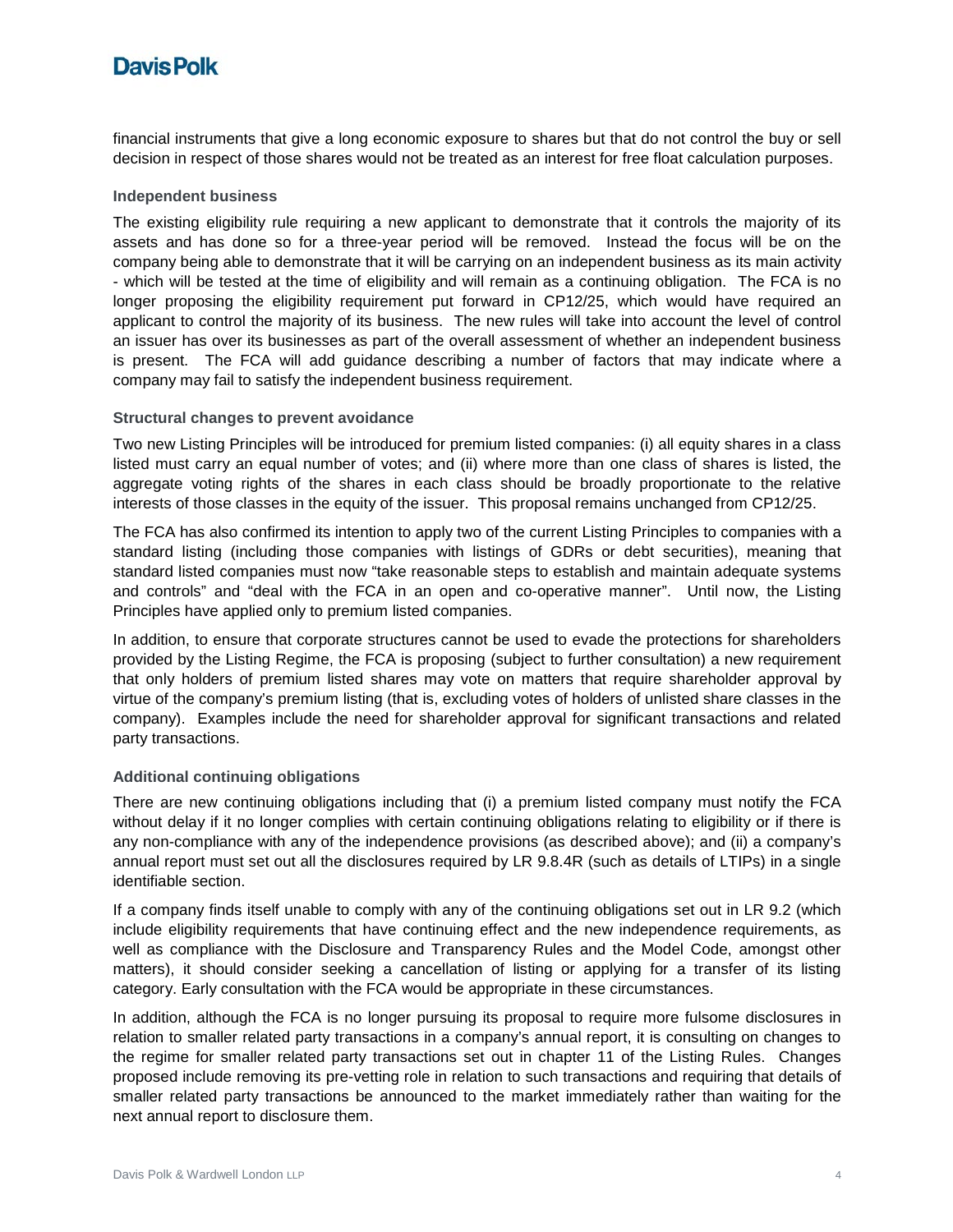financial instruments that give a long economic exposure to shares but that do not control the buy or sell decision in respect of those shares would not be treated as an interest for free float calculation purposes.

### Independent business

The existing eligibility rule requiring a new applicant to demonstrate that it controls the majority of its assets and has done so for a three-year period will be removed. Instead the focus will be on the company being able to demonstrate that it will be carrying on an independent business as its main activity - which will be tested at the time of eligibility and will remain as a continuing obligation. The FCA is no longer proposing the eligibility requirement put forward in CP12/25, which would have required an applicant to control the majority of its business. The new rules will take into account the level of control an issuer has over its businesses as part of the overall assessment of whether an independent business is present. The FCA will add guidance describing a number of factors that may indicate where a company may fail to satisfy the independent business requirement.

### Structural changes to prevent avoidance

Two new Listing Principles will be introduced for premium listed companies: (i) all equity shares in a class listed must carry an equal number of votes; and (ii) where more than one class of shares is listed, the aggregate voting rights of the shares in each class should be broadly proportionate to the relative interests of those classes in the equity of the issuer. This proposal remains unchanged from CP12/25.

The FCA has also confirmed its intention to apply two of the current Listing Principles to companies with a standard listing (including those companies with listings of GDRs or debt securities), meaning that standard listed companies must now "take reasonable steps to establish and maintain adequate systems and controls" and "deal with the FCA in an open and co-operative manner". Until now, the Listing Principles have applied only to premium listed companies.

In addition, to ensure that corporate structures cannot be used to evade the protections for shareholders provided by the Listing Regime, the FCA is proposing (subject to further consultation) a new requirement that only holders of premium listed shares may vote on matters that require shareholder approval by virtue of the company's premium listing (that is, excluding votes of holders of unlisted share classes in the company). Examples include the need for shareholder approval for significant transactions and related party transactions.

### Additional continuing obligations

There are new continuing obligations including that (i) a premium listed company must notify the FCA without delay if it no longer complies with certain continuing obligations relating to eligibility or if there is any non-compliance with any of the independence provisions (as described above); and (ii) a company's annual report must set out all the disclosures required by LR 9.8.4R (such as details of LTIPs) in a single identifiable section.

If a company finds itself unable to comply with any of the continuing obligations set out in LR 9.2 (which include eligibility requirements that have continuing effect and the new independence requirements, as well as compliance with the Disclosure and Transparency Rules and the Model Code, amongst other matters), it should consider seeking a cancellation of listing or applying for a transfer of its listing category. Early consultation with the FCA would be appropriate in these circumstances.

In addition, although the FCA is no longer pursuing its proposal to require more fulsome disclosures in relation to smaller related party transactions in a company's annual report, it is consulting on changes to the regime for smaller related party transactions set out in chapter 11 of the Listing Rules. Changes proposed include removing its pre-vetting role in relation to such transactions and requiring that details of smaller related party transactions be announced to the market immediately rather than waiting for the next annual report to disclosure them.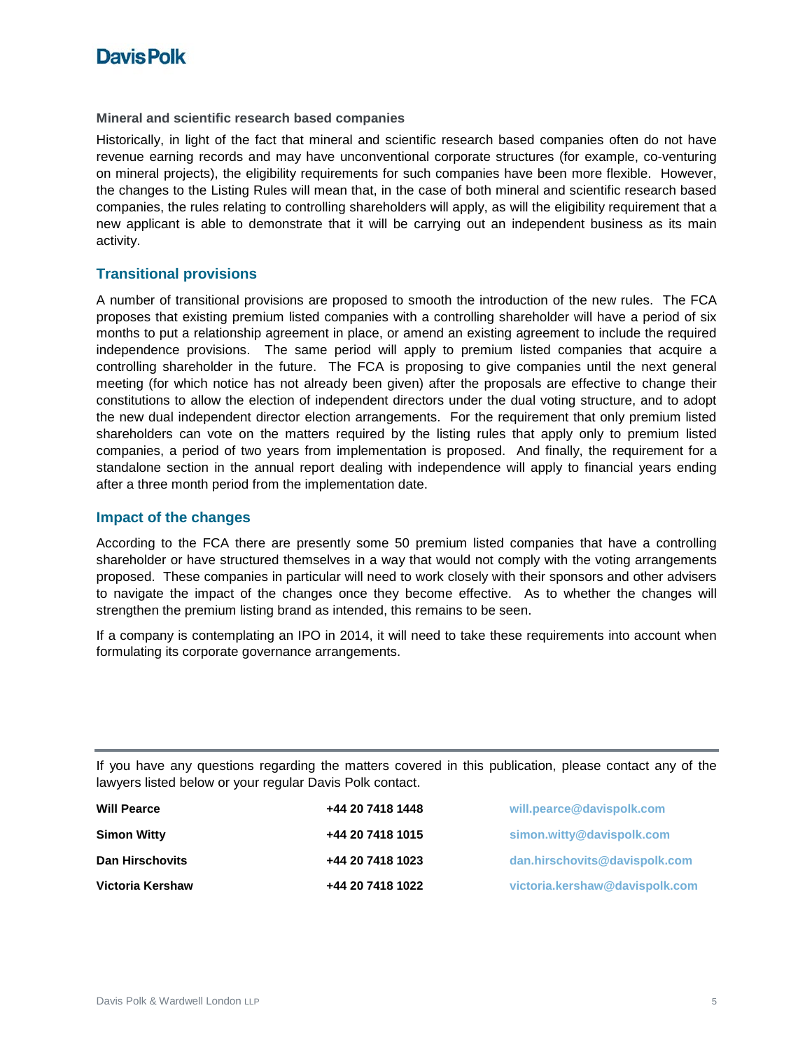### Mineral and scientific research based companies

Historically, in light of the fact that mineral and scientific research based companies often do not have revenue earning records and may have unconventional corporate structures (for example, co-venturing on mineral projects), the eligibility requirements for such companies have been more flexible. However, the changes to the Listing Rules will mean that, in the case of both mineral and scientific research based companies, the rules relating to controlling shareholders will apply, as will the eligibility requirement that a new applicant is able to demonstrate that it will be carrying out an independent business as its main activity.

## Transitional provisions

A number of transitional provisions are proposed to smooth the introduction of the new rules. The FCA proposes that existing premium listed companies with a controlling shareholder will have a period of six months to put a relationship agreement in place, or amend an existing agreement to include the required independence provisions. The same period will apply to premium listed companies that acquire a controlling shareholder in the future. The FCA is proposing to give companies until the next general meeting (for which notice has not already been given) after the proposals are effective to change their constitutions to allow the election of independent directors under the dual voting structure, and to adopt the new dual independent director election arrangements. For the requirement that only premium listed shareholders can vote on the matters required by the listing rules that apply only to premium listed companies, a period of two years from implementation is proposed. And finally, the requirement for a standalone section in the annual report dealing with independence will apply to financial years ending after a three month period from the implementation date.

## Impact of the changes

According to the FCA there are presently some 50 premium listed companies that have a controlling shareholder or have structured themselves in a way that would not comply with the voting arrangements proposed. These companies in particular will need to work closely with their sponsors and other advisers to navigate the impact of the changes once they become effective. As to whether the changes will strengthen the premium listing brand as intended, this remains to be seen.

If a company is contemplating an IPO in 2014, it will need to take these requirements into account when formulating its corporate governance arrangements.

---

If you have any questions regarding the matters covered in this publication, please contact any of the lawyers listed below or your regular Davis Polk contact.

| | | |
|---|---|---|
| **Will Pearce** | **+44 20 7418 1448** | will.pearce@davispolk.com |
| **Simon Witty** | **+44 20 7418 1015** | simon.witty@davispolk.com |
| **Dan Hirschovits** | **+44 20 7418 1023** | dan.hirschovits@davispolk.com |
| **Victoria Kershaw** | **+44 20 7418 1022** | victoria.kershaw@davispolk.com |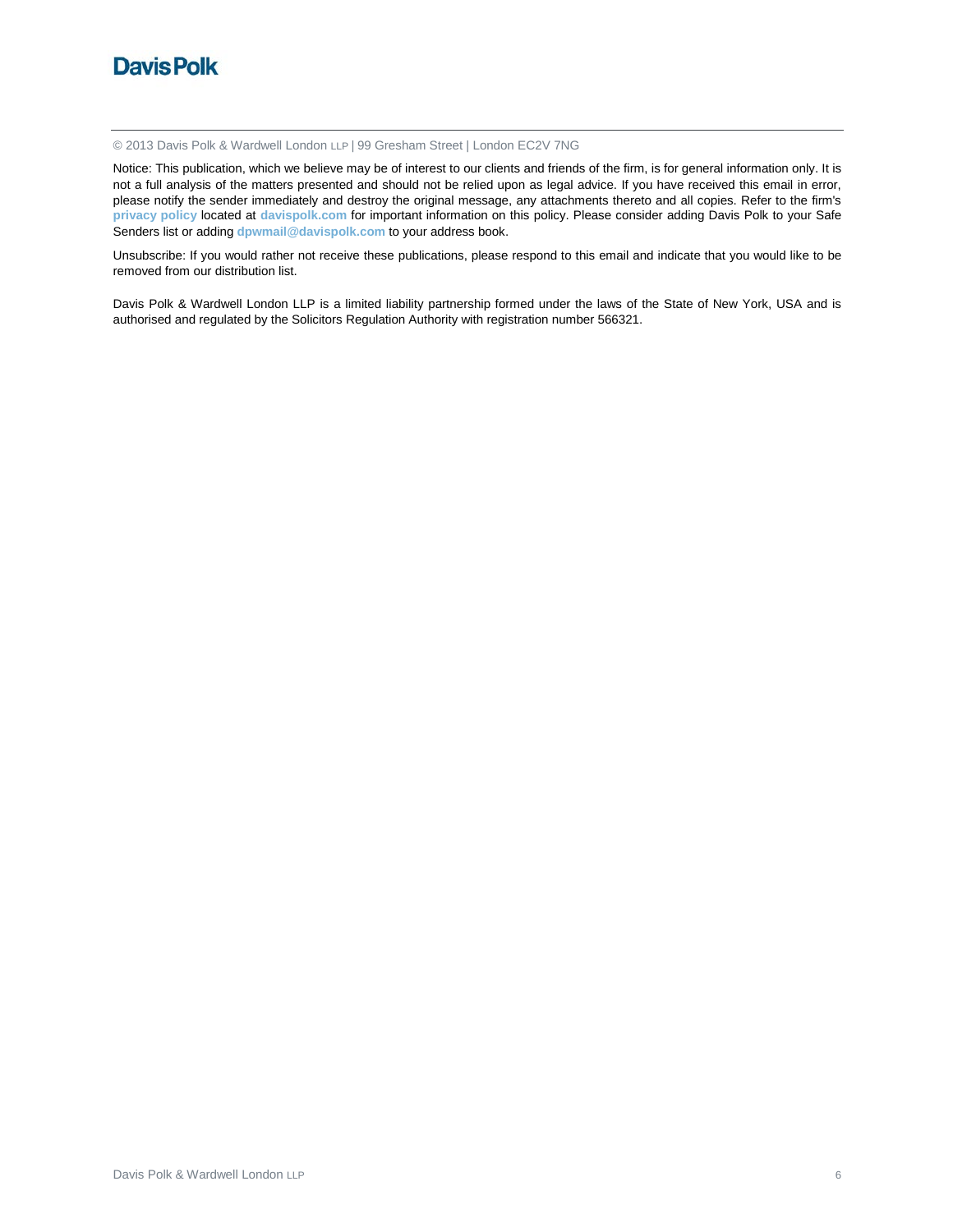© 2013 Davis Polk & Wardwell London LLP | 99 Gresham Street | London EC2V 7NG

Notice: This publication, which we believe may be of interest to our clients and friends of the firm, is for general information only. It is not a full analysis of the matters presented and should not be relied upon as legal advice. If you have received this email in error, please notify the sender immediately and destroy the original message, any attachments thereto and all copies. Refer to the firm's **privacy policy** located at **davispolk.com** for important information on this policy. Please consider adding Davis Polk to your Safe Senders list or adding **dpwmail@davispolk.com** to your address book.

Unsubscribe: If you would rather not receive these publications, please respond to this email and indicate that you would like to be removed from our distribution list.

Davis Polk & Wardwell London LLP is a limited liability partnership formed under the laws of the State of New York, USA and is authorised and regulated by the Solicitors Regulation Authority with registration number 566321.